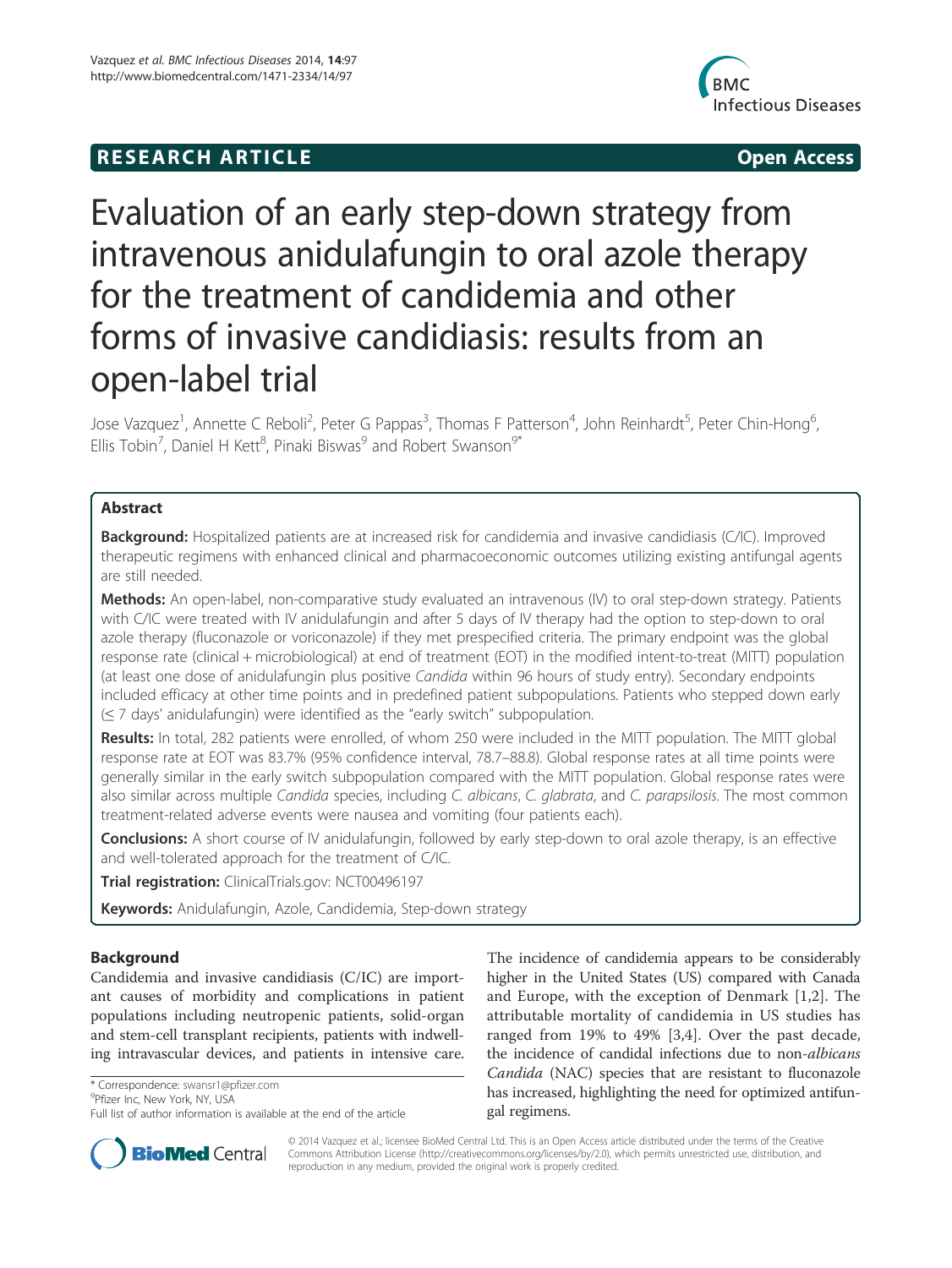**RESEARCH ARTICLE** **Open Access**

# Evaluation of an early step-down strategy from intravenous anidulafungin to oral azole therapy for the treatment of candidemia and other forms of invasive candidiasis: results from an open-label trial

Jose Vazquez[1], Annette C Reboli[2], Peter G Pappas[3], Thomas F Patterson[4], John Reinhardt[5], Peter Chin-Hong[6], Ellis Tobin[7], Daniel H Kett[8], Pinaki Biswas[9] and Robert Swanson[9*]

## Abstract

**Background:** Hospitalized patients are at increased risk for candidemia and invasive candidiasis (C/IC). Improved therapeutic regimens with enhanced clinical and pharmacoeconomic outcomes utilizing existing antifungal agents are still needed.

**Methods:** An open-label, non-comparative study evaluated an intravenous (IV) to oral step-down strategy. Patients with C/IC were treated with IV anidulafungin and after 5 days of IV therapy had the option to step-down to oral azole therapy (fluconazole or voriconazole) if they met prespecified criteria. The primary endpoint was the global response rate (clinical + microbiological) at end of treatment (EOT) in the modified intent-to-treat (MITT) population (at least one dose of anidulafungin plus positive *Candida* within 96 hours of study entry). Secondary endpoints included efficacy at other time points and in predefined patient subpopulations. Patients who stepped down early (≤ 7 days' anidulafungin) were identified as the "early switch" subpopulation.

**Results:** In total, 282 patients were enrolled, of whom 250 were included in the MITT population. The MITT global response rate at EOT was 83.7% (95% confidence interval, 78.7–88.8). Global response rates at all time points were generally similar in the early switch subpopulation compared with the MITT population. Global response rates were also similar across multiple *Candida* species, including *C. albicans*, *C. glabrata*, and *C. parapsilosis*. The most common treatment-related adverse events were nausea and vomiting (four patients each).

**Conclusions:** A short course of IV anidulafungin, followed by early step-down to oral azole therapy, is an effective and well-tolerated approach for the treatment of C/IC.

**Trial registration:** ClinicalTrials.gov: NCT00496197

**Keywords:** Anidulafungin, Azole, Candidemia, Step-down strategy

## Background

Candidemia and invasive candidiasis (C/IC) are important causes of morbidity and complications in patient populations including neutropenic patients, solid-organ and stem-cell transplant recipients, patients with indwelling intravascular devices, and patients in intensive care. The incidence of candidemia appears to be considerably higher in the United States (US) compared with Canada and Europe, with the exception of Denmark [1,2]. The attributable mortality of candidemia in US studies has ranged from 19% to 49% [3,4]. Over the past decade, the incidence of candidal infections due to non-*albicans* *Candida* (NAC) species that are resistant to fluconazole has increased, highlighting the need for optimized antifungal regimens.

\* Correspondence: swansr1@pfizer.com
[9]Pfizer Inc, New York, NY, USA
Full list of author information is available at the end of the article

© 2014 Vazquez et al.; licensee BioMed Central Ltd. This is an Open Access article distributed under the terms of the Creative Commons Attribution License (http://creativecommons.org/licenses/by/2.0), which permits unrestricted use, distribution, and reproduction in any medium, provided the original work is properly credited.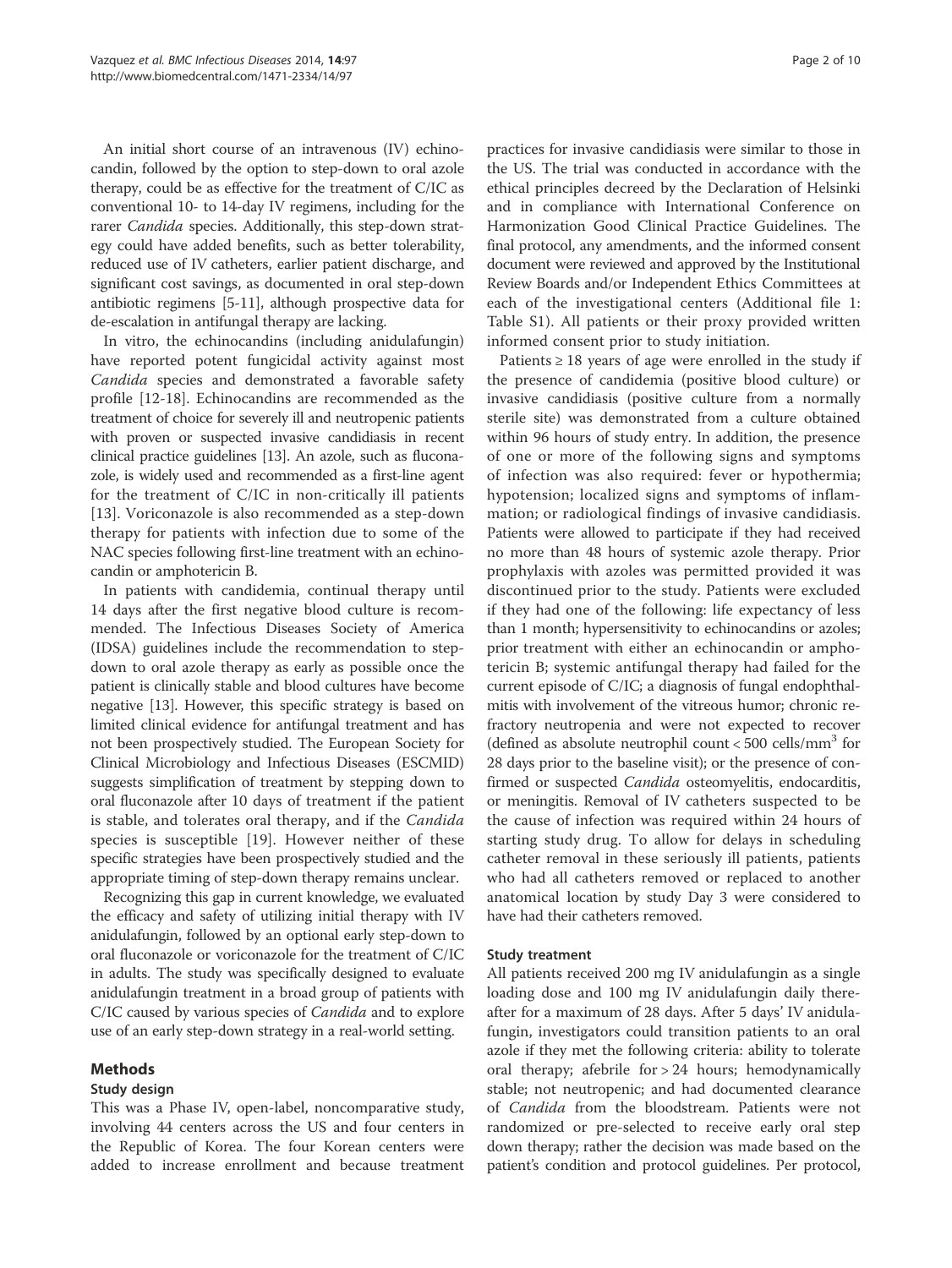An initial short course of an intravenous (IV) echinocandin, followed by the option to step-down to oral azole therapy, could be as effective for the treatment of C/IC as conventional 10- to 14-day IV regimens, including for the rarer *Candida* species. Additionally, this step-down strategy could have added benefits, such as better tolerability, reduced use of IV catheters, earlier patient discharge, and significant cost savings, as documented in oral step-down antibiotic regimens [5-11], although prospective data for de-escalation in antifungal therapy are lacking.

In vitro, the echinocandins (including anidulafungin) have reported potent fungicidal activity against most *Candida* species and demonstrated a favorable safety profile [12-18]. Echinocandins are recommended as the treatment of choice for severely ill and neutropenic patients with proven or suspected invasive candidiasis in recent clinical practice guidelines [13]. An azole, such as fluconazole, is widely used and recommended as a first-line agent for the treatment of C/IC in non-critically ill patients [13]. Voriconazole is also recommended as a step-down therapy for patients with infection due to some of the NAC species following first-line treatment with an echinocandin or amphotericin B.

In patients with candidemia, continual therapy until 14 days after the first negative blood culture is recommended. The Infectious Diseases Society of America (IDSA) guidelines include the recommendation to step-down to oral azole therapy as early as possible once the patient is clinically stable and blood cultures have become negative [13]. However, this specific strategy is based on limited clinical evidence for antifungal treatment and has not been prospectively studied. The European Society for Clinical Microbiology and Infectious Diseases (ESCMID) suggests simplification of treatment by stepping down to oral fluconazole after 10 days of treatment if the patient is stable, and tolerates oral therapy, and if the *Candida* species is susceptible [19]. However neither of these specific strategies have been prospectively studied and the appropriate timing of step-down therapy remains unclear.

Recognizing this gap in current knowledge, we evaluated the efficacy and safety of utilizing initial therapy with IV anidulafungin, followed by an optional early step-down to oral fluconazole or voriconazole for the treatment of C/IC in adults. The study was specifically designed to evaluate anidulafungin treatment in a broad group of patients with C/IC caused by various species of *Candida* and to explore use of an early step-down strategy in a real-world setting.

## Methods

### Study design

This was a Phase IV, open-label, noncomparative study, involving 44 centers across the US and four centers in the Republic of Korea. The four Korean centers were added to increase enrollment and because treatment practices for invasive candidiasis were similar to those in the US. The trial was conducted in accordance with the ethical principles decreed by the Declaration of Helsinki and in compliance with International Conference on Harmonization Good Clinical Practice Guidelines. The final protocol, any amendments, and the informed consent document were reviewed and approved by the Institutional Review Boards and/or Independent Ethics Committees at each of the investigational centers (Additional file 1: Table S1). All patients or their proxy provided written informed consent prior to study initiation.

Patients ≥ 18 years of age were enrolled in the study if the presence of candidemia (positive blood culture) or invasive candidiasis (positive culture from a normally sterile site) was demonstrated from a culture obtained within 96 hours of study entry. In addition, the presence of one or more of the following signs and symptoms of infection was also required: fever or hypothermia; hypotension; localized signs and symptoms of inflammation; or radiological findings of invasive candidiasis. Patients were allowed to participate if they had received no more than 48 hours of systemic azole therapy. Prior prophylaxis with azoles was permitted provided it was discontinued prior to the study. Patients were excluded if they had one of the following: life expectancy of less than 1 month; hypersensitivity to echinocandins or azoles; prior treatment with either an echinocandin or amphotericin B; systemic antifungal therapy had failed for the current episode of C/IC; a diagnosis of fungal endophthalmitis with involvement of the vitreous humor; chronic refractory neutropenia and were not expected to recover (defined as absolute neutrophil count < 500 cells/mm$^3$ for 28 days prior to the baseline visit); or the presence of confirmed or suspected *Candida* osteomyelitis, endocarditis, or meningitis. Removal of IV catheters suspected to be the cause of infection was required within 24 hours of starting study drug. To allow for delays in scheduling catheter removal in these seriously ill patients, patients who had all catheters removed or replaced to another anatomical location by study Day 3 were considered to have had their catheters removed.

### Study treatment

All patients received 200 mg IV anidulafungin as a single loading dose and 100 mg IV anidulafungin daily thereafter for a maximum of 28 days. After 5 days' IV anidulafungin, investigators could transition patients to an oral azole if they met the following criteria: ability to tolerate oral therapy; afebrile for > 24 hours; hemodynamically stable; not neutropenic; and had documented clearance of *Candida* from the bloodstream. Patients were not randomized or pre-selected to receive early oral step down therapy; rather the decision was made based on the patient's condition and protocol guidelines. Per protocol,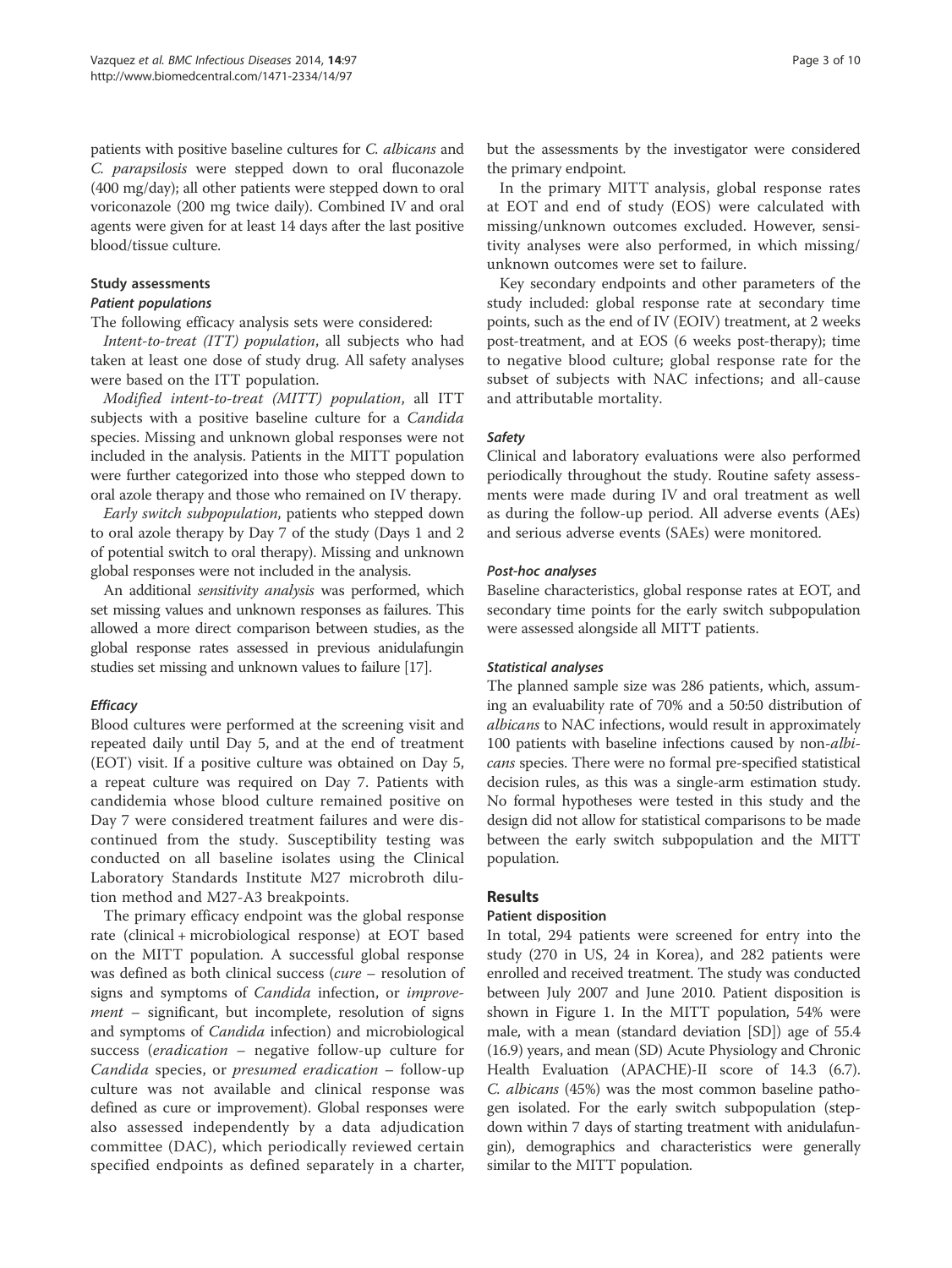patients with positive baseline cultures for *C. albicans* and *C. parapsilosis* were stepped down to oral fluconazole (400 mg/day); all other patients were stepped down to oral voriconazole (200 mg twice daily). Combined IV and oral agents were given for at least 14 days after the last positive blood/tissue culture.

### Study assessments

#### *Patient populations*

The following efficacy analysis sets were considered:

*Intent-to-treat (ITT) population*, all subjects who had taken at least one dose of study drug. All safety analyses were based on the ITT population.

*Modified intent-to-treat (MITT) population*, all ITT subjects with a positive baseline culture for a *Candida* species. Missing and unknown global responses were not included in the analysis. Patients in the MITT population were further categorized into those who stepped down to oral azole therapy and those who remained on IV therapy.

*Early switch subpopulation*, patients who stepped down to oral azole therapy by Day 7 of the study (Days 1 and 2 of potential switch to oral therapy). Missing and unknown global responses were not included in the analysis.

An additional *sensitivity analysis* was performed, which set missing values and unknown responses as failures. This allowed a more direct comparison between studies, as the global response rates assessed in previous anidulafungin studies set missing and unknown values to failure [17].

#### *Efficacy*

Blood cultures were performed at the screening visit and repeated daily until Day 5, and at the end of treatment (EOT) visit. If a positive culture was obtained on Day 5, a repeat culture was required on Day 7. Patients with candidemia whose blood culture remained positive on Day 7 were considered treatment failures and were discontinued from the study. Susceptibility testing was conducted on all baseline isolates using the Clinical Laboratory Standards Institute M27 microbroth dilution method and M27-A3 breakpoints.

The primary efficacy endpoint was the global response rate (clinical + microbiological response) at EOT based on the MITT population. A successful global response was defined as both clinical success (*cure* – resolution of signs and symptoms of *Candida* infection, or *improvement* – significant, but incomplete, resolution of signs and symptoms of *Candida* infection) and microbiological success (*eradication* – negative follow-up culture for *Candida* species, or *presumed eradication* – follow-up culture was not available and clinical response was defined as cure or improvement). Global responses were also assessed independently by a data adjudication committee (DAC), which periodically reviewed certain specified endpoints as defined separately in a charter, but the assessments by the investigator were considered the primary endpoint.

In the primary MITT analysis, global response rates at EOT and end of study (EOS) were calculated with missing/unknown outcomes excluded. However, sensitivity analyses were also performed, in which missing/unknown outcomes were set to failure.

Key secondary endpoints and other parameters of the study included: global response rate at secondary time points, such as the end of IV (EOIV) treatment, at 2 weeks post-treatment, and at EOS (6 weeks post-therapy); time to negative blood culture; global response rate for the subset of subjects with NAC infections; and all-cause and attributable mortality.

#### *Safety*

Clinical and laboratory evaluations were also performed periodically throughout the study. Routine safety assessments were made during IV and oral treatment as well as during the follow-up period. All adverse events (AEs) and serious adverse events (SAEs) were monitored.

#### *Post-hoc analyses*

Baseline characteristics, global response rates at EOT, and secondary time points for the early switch subpopulation were assessed alongside all MITT patients.

#### *Statistical analyses*

The planned sample size was 286 patients, which, assuming an evaluability rate of 70% and a 50:50 distribution of *albicans* to NAC infections, would result in approximately 100 patients with baseline infections caused by non-*albicans* species. There were no formal pre-specified statistical decision rules, as this was a single-arm estimation study. No formal hypotheses were tested in this study and the design did not allow for statistical comparisons to be made between the early switch subpopulation and the MITT population.

## Results

### Patient disposition

In total, 294 patients were screened for entry into the study (270 in US, 24 in Korea), and 282 patients were enrolled and received treatment. The study was conducted between July 2007 and June 2010. Patient disposition is shown in Figure 1. In the MITT population, 54% were male, with a mean (standard deviation [SD]) age of 55.4 (16.9) years, and mean (SD) Acute Physiology and Chronic Health Evaluation (APACHE)-II score of 14.3 (6.7). *C. albicans* (45%) was the most common baseline pathogen isolated. For the early switch subpopulation (step-down within 7 days of starting treatment with anidulafungin), demographics and characteristics were generally similar to the MITT population.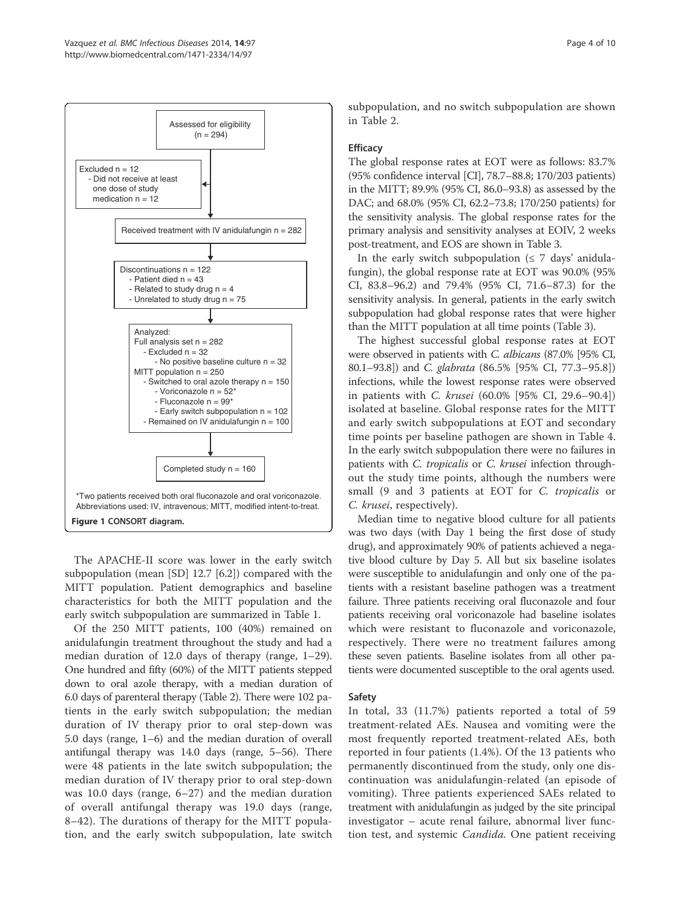Assessed for eligibility (n = 294)

Excluded n = 12
- Did not receive at least one dose of study medication n = 12

Received treatment with IV anidulafungin n = 282

Discontinuations n = 122
- Patient died n = 43
- Related to study drug n = 4
- Unrelated to study drug n = 75

Analyzed:
Full analysis set n = 282
- Excluded n = 32
  - No positive baseline culture n = 32

MITT population n = 250
- Switched to oral azole therapy n = 150
  - Voriconazole n = 52*
  - Fluconazole n = 99*
  - Early switch subpopulation n = 102
- Remained on IV anidulafungin n = 100

Completed study n = 160

*Two patients received both oral fluconazole and oral voriconazole.
Abbreviations used: IV, intravenous; MITT, modified intent-to-treat.

**Figure 1 CONSORT diagram.**

The APACHE-II score was lower in the early switch subpopulation (mean [SD] 12.7 [6.2]) compared with the MITT population. Patient demographics and baseline characteristics for both the MITT population and the early switch subpopulation are summarized in Table 1.

Of the 250 MITT patients, 100 (40%) remained on anidulafungin treatment throughout the study and had a median duration of 12.0 days of therapy (range, 1–29). One hundred and fifty (60%) of the MITT patients stepped down to oral azole therapy, with a median duration of 6.0 days of parenteral therapy (Table 2). There were 102 patients in the early switch subpopulation; the median duration of IV therapy prior to oral step-down was 5.0 days (range, 1–6) and the median duration of overall antifungal therapy was 14.0 days (range, 5–56). There were 48 patients in the late switch subpopulation; the median duration of IV therapy prior to oral step-down was 10.0 days (range, 6–27) and the median duration of overall antifungal therapy was 19.0 days (range, 8–42). The durations of therapy for the MITT population, and the early switch subpopulation, late switch subpopulation, and no switch subpopulation are shown in Table 2.

### Efficacy

The global response rates at EOT were as follows: 83.7% (95% confidence interval [CI], 78.7–88.8; 170/203 patients) in the MITT; 89.9% (95% CI, 86.0–93.8) as assessed by the DAC; and 68.0% (95% CI, 62.2–73.8; 170/250 patients) for the sensitivity analysis. The global response rates for the primary analysis and sensitivity analyses at EOIV, 2 weeks post-treatment, and EOS are shown in Table 3.

In the early switch subpopulation (≤ 7 days' anidulafungin), the global response rate at EOT was 90.0% (95% CI, 83.8–96.2) and 79.4% (95% CI, 71.6–87.3) for the sensitivity analysis. In general, patients in the early switch subpopulation had global response rates that were higher than the MITT population at all time points (Table 3).

The highest successful global response rates at EOT were observed in patients with *C. albicans* (87.0% [95% CI, 80.1–93.8]) and *C. glabrata* (86.5% [95% CI, 77.3–95.8]) infections, while the lowest response rates were observed in patients with *C. krusei* (60.0% [95% CI, 29.6–90.4]) isolated at baseline. Global response rates for the MITT and early switch subpopulations at EOT and secondary time points per baseline pathogen are shown in Table 4. In the early switch subpopulation there were no failures in patients with *C. tropicalis* or *C. krusei* infection throughout the study time points, although the numbers were small (9 and 3 patients at EOT for *C. tropicalis* or *C. krusei*, respectively).

Median time to negative blood culture for all patients was two days (with Day 1 being the first dose of study drug), and approximately 90% of patients achieved a negative blood culture by Day 5. All but six baseline isolates were susceptible to anidulafungin and only one of the patients with a resistant baseline pathogen was a treatment failure. Three patients receiving oral fluconazole and four patients receiving oral voriconazole had baseline isolates which were resistant to fluconazole and voriconazole, respectively. There were no treatment failures among these seven patients. Baseline isolates from all other patients were documented susceptible to the oral agents used.

### Safety

In total, 33 (11.7%) patients reported a total of 59 treatment-related AEs. Nausea and vomiting were the most frequently reported treatment-related AEs, both reported in four patients (1.4%). Of the 13 patients who permanently discontinued from the study, only one discontinuation was anidulafungin-related (an episode of vomiting). Three patients experienced SAEs related to treatment with anidulafungin as judged by the site principal investigator – acute renal failure, abnormal liver function test, and systemic *Candida.* One patient receiving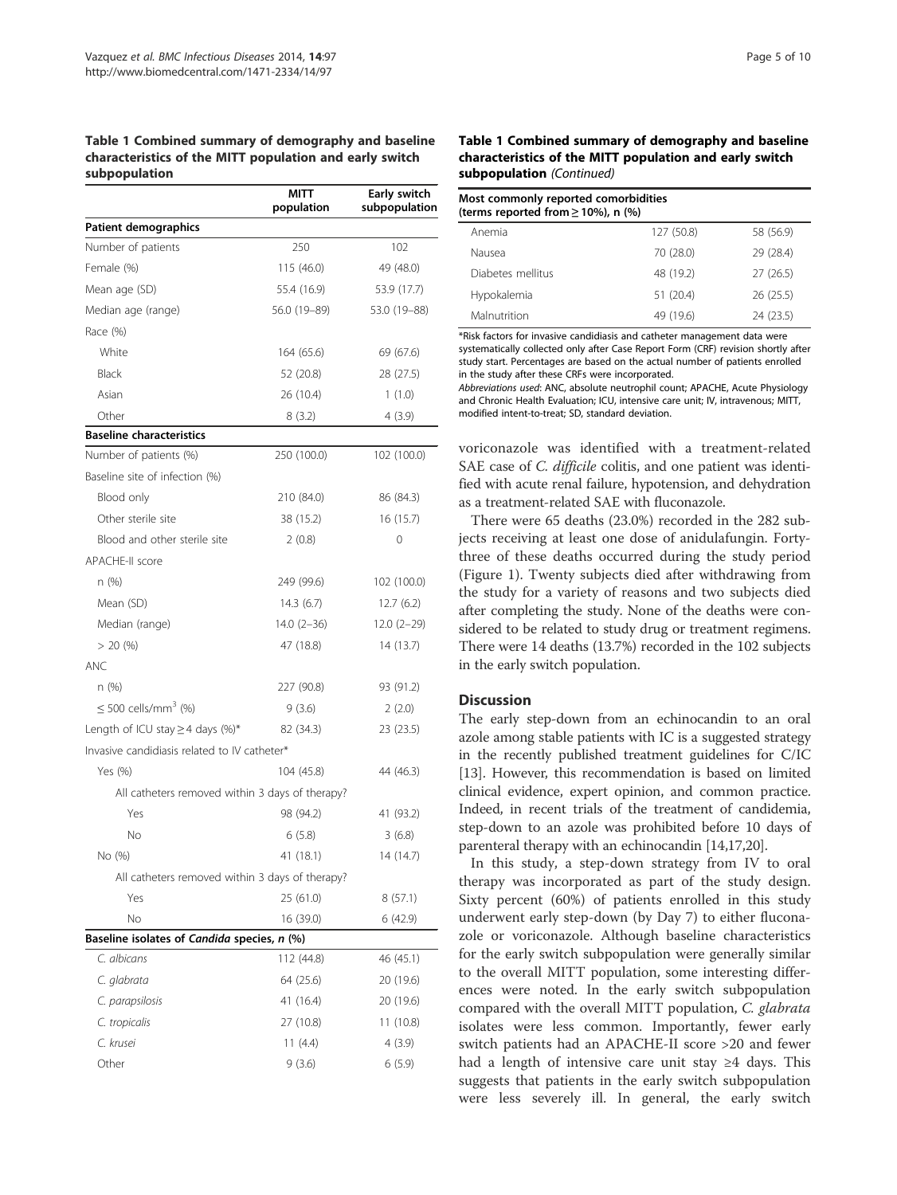**Table 1 Combined summary of demography and baseline characteristics of the MITT population and early switch subpopulation**

| | MITT population | Early switch subpopulation |
|---|---|---|
| **Patient demographics** | | |
| Number of patients | 250 | 102 |
| Female (%) | 115 (46.0) | 49 (48.0) |
| Mean age (SD) | 55.4 (16.9) | 53.9 (17.7) |
| Median age (range) | 56.0 (19–89) | 53.0 (19–88) |
| Race (%) | | |
| White | 164 (65.6) | 69 (67.6) |
| Black | 52 (20.8) | 28 (27.5) |
| Asian | 26 (10.4) | 1 (1.0) |
| Other | 8 (3.2) | 4 (3.9) |
| **Baseline characteristics** | | |
| Number of patients (%) | 250 (100.0) | 102 (100.0) |
| Baseline site of infection (%) | | |
| Blood only | 210 (84.0) | 86 (84.3) |
| Other sterile site | 38 (15.2) | 16 (15.7) |
| Blood and other sterile site | 2 (0.8) | 0 |
| APACHE-II score | | |
| n (%) | 249 (99.6) | 102 (100.0) |
| Mean (SD) | 14.3 (6.7) | 12.7 (6.2) |
| Median (range) | 14.0 (2–36) | 12.0 (2–29) |
| > 20 (%) | 47 (18.8) | 14 (13.7) |
| ANC | | |
| n (%) | 227 (90.8) | 93 (91.2) |
| ≤ 500 cells/mm$^3$ (%) | 9 (3.6) | 2 (2.0) |
| Length of ICU stay ≥ 4 days (%)* | 82 (34.3) | 23 (23.5) |
| Invasive candidiasis related to IV catheter* | | |
| Yes (%) | 104 (45.8) | 44 (46.3) |
| All catheters removed within 3 days of therapy? | | |
| Yes | 98 (94.2) | 41 (93.2) |
| No | 6 (5.8) | 3 (6.8) |
| No (%) | 41 (18.1) | 14 (14.7) |
| All catheters removed within 3 days of therapy? | | |
| Yes | 25 (61.0) | 8 (57.1) |
| No | 16 (39.0) | 6 (42.9) |
| **Baseline isolates of *Candida* species, *n* (%)** | | |
| *C. albicans* | 112 (44.8) | 46 (45.1) |
| *C. glabrata* | 64 (25.6) | 20 (19.6) |
| *C. parapsilosis* | 41 (16.4) | 20 (19.6) |
| *C. tropicalis* | 27 (10.8) | 11 (10.8) |
| *C. krusei* | 11 (4.4) | 4 (3.9) |
| Other | 9 (3.6) | 6 (5.9) |
| **Most commonly reported comorbidities (terms reported from ≥ 10%), n (%)** | | |
| Anemia | 127 (50.8) | 58 (56.9) |
| Nausea | 70 (28.0) | 29 (28.4) |
| Diabetes mellitus | 48 (19.2) | 27 (26.5) |
| Hypokalemia | 51 (20.4) | 26 (25.5) |
| Malnutrition | 49 (19.6) | 24 (23.5) |

*Risk factors for invasive candidiasis and catheter management data were systematically collected only after Case Report Form (CRF) revision shortly after study start. Percentages are based on the actual number of patients enrolled in the study after these CRFs were incorporated.

*Abbreviations used*: ANC, absolute neutrophil count; APACHE, Acute Physiology and Chronic Health Evaluation; ICU, intensive care unit; IV, intravenous; MITT, modified intent-to-treat; SD, standard deviation.

voriconazole was identified with a treatment-related SAE case of *C. difficile* colitis, and one patient was identified with acute renal failure, hypotension, and dehydration as a treatment-related SAE with fluconazole.

There were 65 deaths (23.0%) recorded in the 282 subjects receiving at least one dose of anidulafungin. Forty-three of these deaths occurred during the study period (Figure 1). Twenty subjects died after withdrawing from the study for a variety of reasons and two subjects died after completing the study. None of the deaths were considered to be related to study drug or treatment regimens. There were 14 deaths (13.7%) recorded in the 102 subjects in the early switch population.

## Discussion

The early step-down from an echinocandin to an oral azole among stable patients with IC is a suggested strategy in the recently published treatment guidelines for C/IC [13]. However, this recommendation is based on limited clinical evidence, expert opinion, and common practice. Indeed, in recent trials of the treatment of candidemia, step-down to an azole was prohibited before 10 days of parenteral therapy with an echinocandin [14,17,20].

In this study, a step-down strategy from IV to oral therapy was incorporated as part of the study design. Sixty percent (60%) of patients enrolled in this study underwent early step-down (by Day 7) to either fluconazole or voriconazole. Although baseline characteristics for the early switch subpopulation were generally similar to the overall MITT population, some interesting differences were noted. In the early switch subpopulation compared with the overall MITT population, *C. glabrata* isolates were less common. Importantly, fewer early switch patients had an APACHE-II score >20 and fewer had a length of intensive care unit stay ≥4 days. This suggests that patients in the early switch subpopulation were less severely ill. In general, the early switch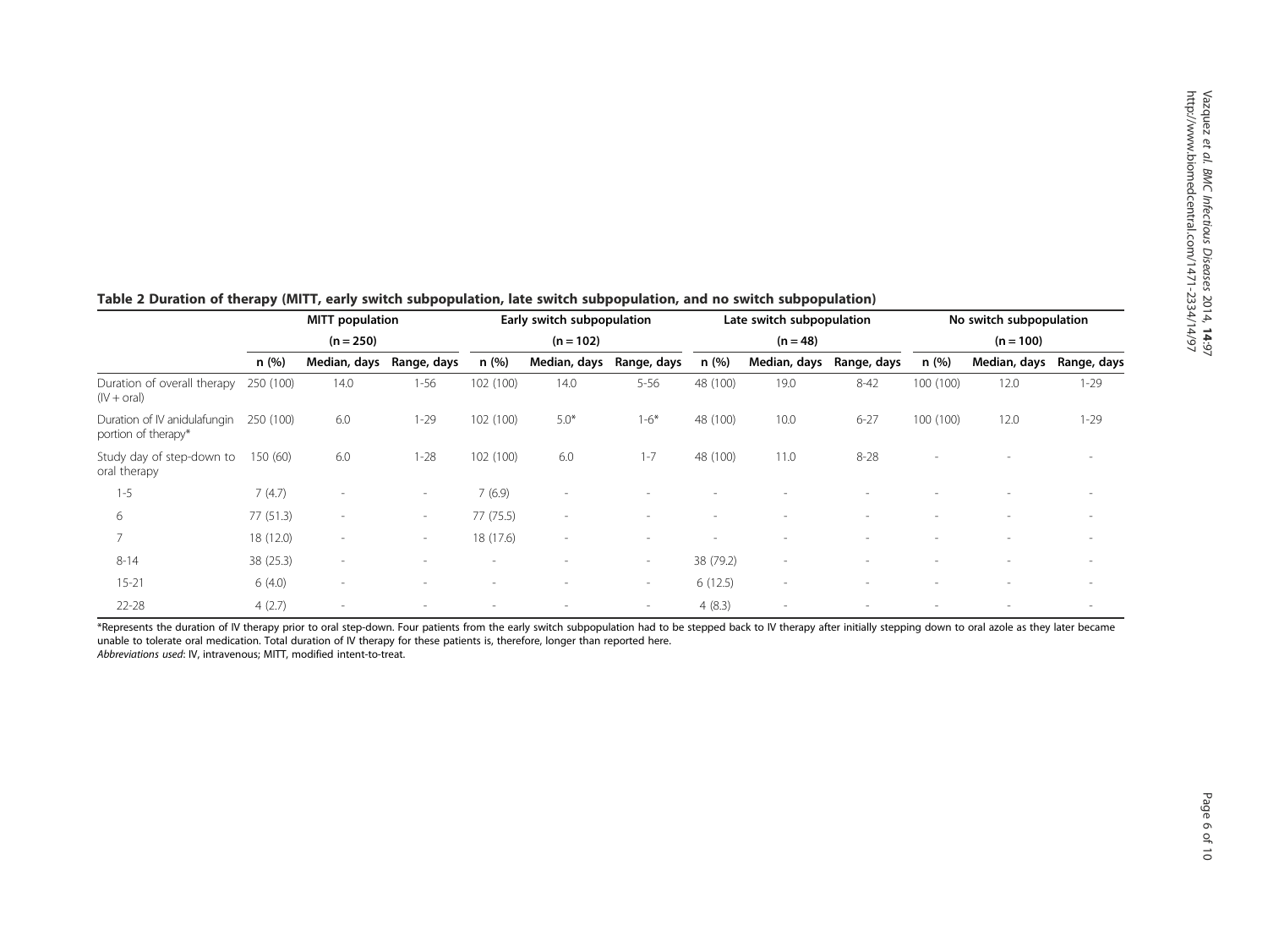**Table 2 Duration of therapy (MITT, early switch subpopulation, late switch subpopulation, and no switch subpopulation)**

| | MITT population (n = 250) | | | Early switch subpopulation (n = 102) | | | Late switch subpopulation (n = 48) | | | No switch subpopulation (n = 100) | | |
|---|---|---|---|---|---|---|---|---|---|---|---|---|
| | n (%) | Median, days | Range, days | n (%) | Median, days | Range, days | n (%) | Median, days | Range, days | n (%) | Median, days | Range, days |
| Duration of overall therapy (IV + oral) | 250 (100) | 14.0 | 1-56 | 102 (100) | 14.0 | 5-56 | 48 (100) | 19.0 | 8-42 | 100 (100) | 12.0 | 1-29 |
| Duration of IV anidulafungin portion of therapy* | 250 (100) | 6.0 | 1-29 | 102 (100) | 5.0* | 1-6* | 48 (100) | 10.0 | 6-27 | 100 (100) | 12.0 | 1-29 |
| Study day of step-down to oral therapy | 150 (60) | 6.0 | 1-28 | 102 (100) | 6.0 | 1-7 | 48 (100) | 11.0 | 8-28 | - | - | - |
| 1-5 | 7 (4.7) | - | - | 7 (6.9) | - | - | - | - | - | - | - | - |
| 6 | 77 (51.3) | - | - | 77 (75.5) | - | - | - | - | - | - | - | - |
| 7 | 18 (12.0) | - | - | 18 (17.6) | - | - | - | - | - | - | - | - |
| 8-14 | 38 (25.3) | - | - | - | - | - | 38 (79.2) | - | - | - | - | - |
| 15-21 | 6 (4.0) | - | - | - | - | - | 6 (12.5) | - | - | - | - | - |
| 22-28 | 4 (2.7) | - | - | - | - | - | 4 (8.3) | - | - | - | - | - |

*Represents the duration of IV therapy prior to oral step-down. Four patients from the early switch subpopulation had to be stepped back to IV therapy after initially stepping down to oral azole as they later became unable to tolerate oral medication. Total duration of IV therapy for these patients is, therefore, longer than reported here.

*Abbreviations used*: IV, intravenous; MITT, modified intent-to-treat.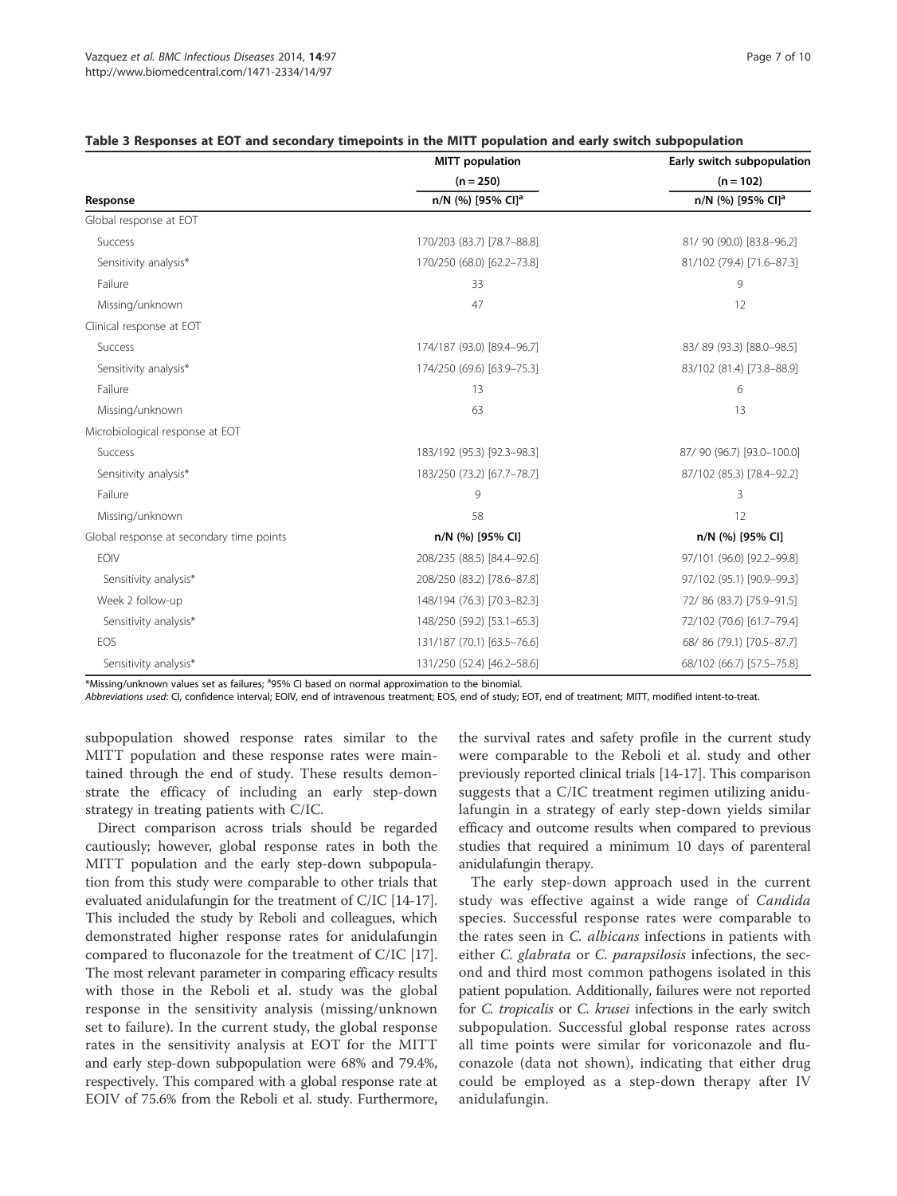**Table 3 Responses at EOT and secondary timepoints in the MITT population and early switch subpopulation**

| Response | MITT population (n = 250) n/N (%) [95% CI][a] | Early switch subpopulation (n = 102) n/N (%) [95% CI][a] |
|---|---|---|
| Global response at EOT | | |
| Success | 170/203 (83.7) [78.7–88.8] | 81/ 90 (90.0) [83.8–96.2] |
| Sensitivity analysis* | 170/250 (68.0) [62.2–73.8] | 81/102 (79.4) [71.6–87.3] |
| Failure | 33 | 9 |
| Missing/unknown | 47 | 12 |
| Clinical response at EOT | | |
| Success | 174/187 (93.0) [89.4–96.7] | 83/ 89 (93.3) [88.0–98.5] |
| Sensitivity analysis* | 174/250 (69.6) [63.9–75.3] | 83/102 (81.4) [73.8–88.9] |
| Failure | 13 | 6 |
| Missing/unknown | 63 | 13 |
| Microbiological response at EOT | | |
| Success | 183/192 (95.3) [92.3–98.3] | 87/ 90 (96.7) [93.0–100.0] |
| Sensitivity analysis* | 183/250 (73.2) [67.7–78.7] | 87/102 (85.3) [78.4–92.2] |
| Failure | 9 | 3 |
| Missing/unknown | 58 | 12 |
| Global response at secondary time points | n/N (%) [95% CI] | n/N (%) [95% CI] |
| EOIV | 208/235 (88.5) [84.4–92.6] | 97/101 (96.0) [92.2–99.8] |
| Sensitivity analysis* | 208/250 (83.2) [78.6–87.8] | 97/102 (95.1) [90.9–99.3] |
| Week 2 follow-up | 148/194 (76.3) [70.3–82.3] | 72/ 86 (83.7) [75.9–91.5] |
| Sensitivity analysis* | 148/250 (59.2) [53.1–65.3] | 72/102 (70.6) [61.7–79.4] |
| EOS | 131/187 (70.1) [63.5–76.6] | 68/ 86 (79.1) [70.5–87.7] |
| Sensitivity analysis* | 131/250 (52.4) [46.2–58.6] | 68/102 (66.7) [57.5–75.8] |

*Missing/unknown values set as failures; [a]95% CI based on normal approximation to the binomial.
*Abbreviations used*: CI, confidence interval; EOIV, end of intravenous treatment; EOS, end of study; EOT, end of treatment; MITT, modified intent-to-treat.

subpopulation showed response rates similar to the MITT population and these response rates were maintained through the end of study. These results demonstrate the efficacy of including an early step-down strategy in treating patients with C/IC.

Direct comparison across trials should be regarded cautiously; however, global response rates in both the MITT population and the early step-down subpopulation from this study were comparable to other trials that evaluated anidulafungin for the treatment of C/IC [14-17]. This included the study by Reboli and colleagues, which demonstrated higher response rates for anidulafungin compared to fluconazole for the treatment of C/IC [17]. The most relevant parameter in comparing efficacy results with those in the Reboli et al. study was the global response in the sensitivity analysis (missing/unknown set to failure). In the current study, the global response rates in the sensitivity analysis at EOT for the MITT and early step-down subpopulation were 68% and 79.4%, respectively. This compared with a global response rate at EOIV of 75.6% from the Reboli et al. study. Furthermore, the survival rates and safety profile in the current study were comparable to the Reboli et al. study and other previously reported clinical trials [14-17]. This comparison suggests that a C/IC treatment regimen utilizing anidulafungin in a strategy of early step-down yields similar efficacy and outcome results when compared to previous studies that required a minimum 10 days of parenteral anidulafungin therapy.

The early step-down approach used in the current study was effective against a wide range of *Candida* species. Successful response rates were comparable to the rates seen in *C. albicans* infections in patients with either *C. glabrata* or *C. parapsilosis* infections, the second and third most common pathogens isolated in this patient population. Additionally, failures were not reported for *C. tropicalis* or *C. krusei* infections in the early switch subpopulation. Successful global response rates across all time points were similar for voriconazole and fluconazole (data not shown), indicating that either drug could be employed as a step-down therapy after IV anidulafungin.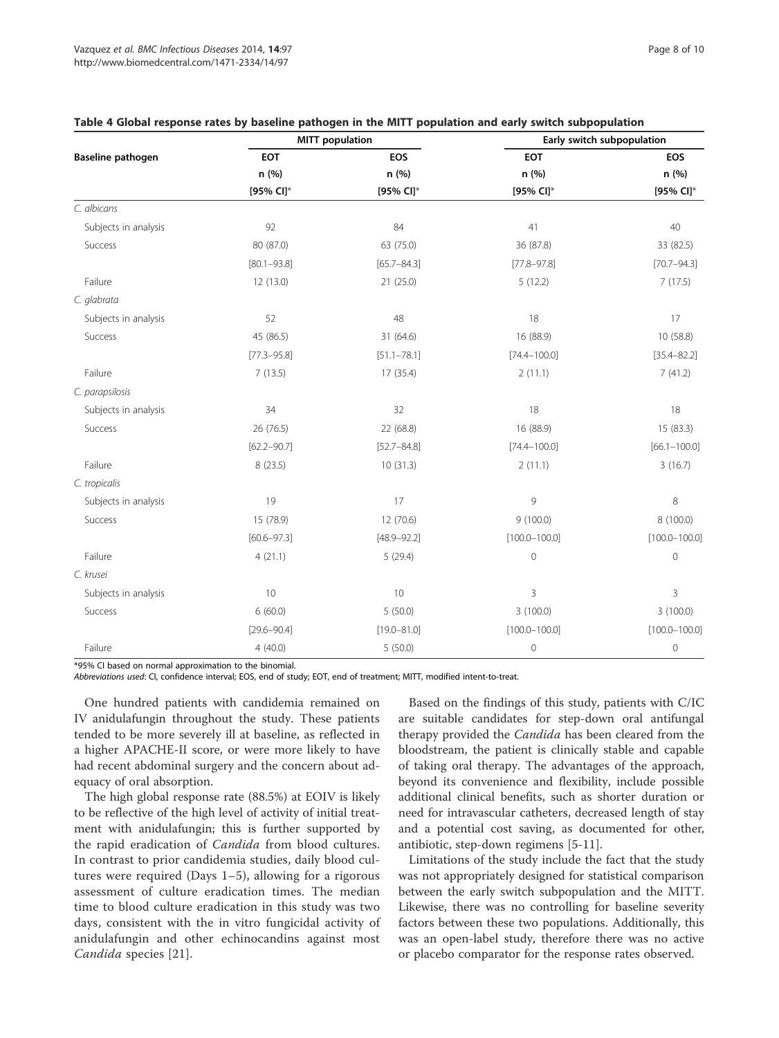**Table 4 Global response rates by baseline pathogen in the MITT population and early switch subpopulation**

| Baseline pathogen | MITT population | | Early switch subpopulation | |
|---|---|---|---|---|
| | EOT n (%) [95% CI]* | EOS n (%) [95% CI]* | EOT n (%) [95% CI]* | EOS n (%) [95% CI]* |
| *C. albicans* | | | | |
| Subjects in analysis | 92 | 84 | 41 | 40 |
| Success | 80 (87.0) | 63 (75.0) | 36 (87.8) | 33 (82.5) |
| | [80.1–93.8] | [65.7–84.3] | [77.8–97.8] | [70.7–94.3] |
| Failure | 12 (13.0) | 21 (25.0) | 5 (12.2) | 7 (17.5) |
| *C. glabrata* | | | | |
| Subjects in analysis | 52 | 48 | 18 | 17 |
| Success | 45 (86.5) | 31 (64.6) | 16 (88.9) | 10 (58.8) |
| | [77.3–95.8] | [51.1–78.1] | [74.4–100.0] | [35.4–82.2] |
| Failure | 7 (13.5) | 17 (35.4) | 2 (11.1) | 7 (41.2) |
| *C. parapsilosis* | | | | |
| Subjects in analysis | 34 | 32 | 18 | 18 |
| Success | 26 (76.5) | 22 (68.8) | 16 (88.9) | 15 (83.3) |
| | [62.2–90.7] | [52.7–84.8] | [74.4–100.0] | [66.1–100.0] |
| Failure | 8 (23.5) | 10 (31.3) | 2 (11.1) | 3 (16.7) |
| *C. tropicalis* | | | | |
| Subjects in analysis | 19 | 17 | 9 | 8 |
| Success | 15 (78.9) | 12 (70.6) | 9 (100.0) | 8 (100.0) |
| | [60.6–97.3] | [48.9–92.2] | [100.0–100.0] | [100.0–100.0] |
| Failure | 4 (21.1) | 5 (29.4) | 0 | 0 |
| *C. krusei* | | | | |
| Subjects in analysis | 10 | 10 | 3 | 3 |
| Success | 6 (60.0) | 5 (50.0) | 3 (100.0) | 3 (100.0) |
| | [29.6–90.4] | [19.0–81.0] | [100.0–100.0] | [100.0–100.0] |
| Failure | 4 (40.0) | 5 (50.0) | 0 | 0 |

*95% CI based on normal approximation to the binomial.

*Abbreviations used*: CI, confidence interval; EOS, end of study; EOT, end of treatment; MITT, modified intent-to-treat.

One hundred patients with candidemia remained on IV anidulafungin throughout the study. These patients tended to be more severely ill at baseline, as reflected in a higher APACHE-II score, or were more likely to have had recent abdominal surgery and the concern about adequacy of oral absorption.

The high global response rate (88.5%) at EOIV is likely to be reflective of the high level of activity of initial treatment with anidulafungin; this is further supported by the rapid eradication of *Candida* from blood cultures. In contrast to prior candidemia studies, daily blood cultures were required (Days 1–5), allowing for a rigorous assessment of culture eradication times. The median time to blood culture eradication in this study was two days, consistent with the in vitro fungicidal activity of anidulafungin and other echinocandins against most *Candida* species [21].

Based on the findings of this study, patients with C/IC are suitable candidates for step-down oral antifungal therapy provided the *Candida* has been cleared from the bloodstream, the patient is clinically stable and capable of taking oral therapy. The advantages of the approach, beyond its convenience and flexibility, include possible additional clinical benefits, such as shorter duration or need for intravascular catheters, decreased length of stay and a potential cost saving, as documented for other, antibiotic, step-down regimens [5-11].

Limitations of the study include the fact that the study was not appropriately designed for statistical comparison between the early switch subpopulation and the MITT. Likewise, there was no controlling for baseline severity factors between these two populations. Additionally, this was an open-label study, therefore there was no active or placebo comparator for the response rates observed.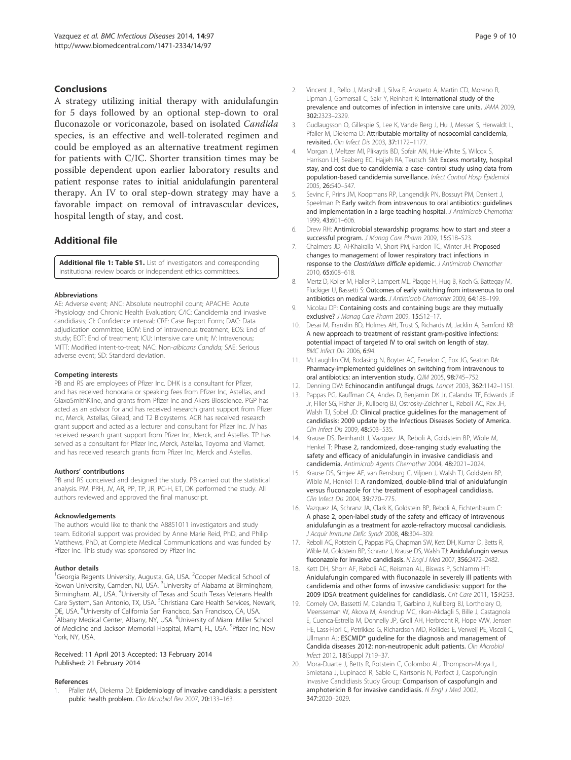## Conclusions

A strategy utilizing initial therapy with anidulafungin for 5 days followed by an optional step-down to oral fluconazole or voriconazole, based on isolated *Candida* species, is an effective and well-tolerated regimen and could be employed as an alternative treatment regimen for patients with C/IC. Shorter transition times may be possible dependent upon earlier laboratory results and patient response rates to initial anidulafungin parenteral therapy. An IV to oral step-down strategy may have a favorable impact on removal of intravascular devices, hospital length of stay, and cost.

## Additional file

**Additional file 1: Table S1.** List of investigators and corresponding institutional review boards or independent ethics committees.

#### Abbreviations

AE: Adverse event; ANC: Absolute neutrophil count; APACHE: Acute Physiology and Chronic Health Evaluation; C/IC: Candidemia and invasive candidiasis; CI: Confidence interval; CRF: Case Report Form; DAC: Data adjudication committee; EOIV: End of intravenous treatment; EOS: End of study; EOT: End of treatment; ICU: Intensive care unit; IV: Intravenous; MITT: Modified intent-to-treat; NAC: Non-*albicans Candida*; SAE: Serious adverse event; SD: Standard deviation.

#### Competing interests

PB and RS are employees of Pfizer Inc. DHK is a consultant for Pfizer, and has received honoraria or speaking fees from Pfizer Inc, Astellas, and GlaxoSmithKline, and grants from Pfizer Inc and Akers Bioscience. PGP has acted as an advisor for and has received research grant support from Pfizer Inc, Merck, Astellas, Gilead, and T2 Biosystems. ACR has received research grant support and acted as a lecturer and consultant for Pfizer Inc. JV has received research grant support from Pfizer Inc, Merck, and Astellas. TP has served as a consultant for Pfizer Inc, Merck, Astellas, Toyoma and Viamet, and has received research grants from Pfizer Inc, Merck and Astellas.

#### Authors' contributions

PB and RS conceived and designed the study. PB carried out the statistical analysis. PM, PRH, JV, AR, PP, TP, JR, PC-H, ET, DK performed the study. All authors reviewed and approved the final manuscript.

#### Acknowledgements

The authors would like to thank the A8851011 investigators and study team. Editorial support was provided by Anne Marie Reid, PhD, and Philip Matthews, PhD, at Complete Medical Communications and was funded by Pfizer Inc. This study was sponsored by Pfizer Inc.

#### Author details

[1]Georgia Regents University, Augusta, GA, USA. [2]Cooper Medical School of Rowan University, Camden, NJ, USA. [3]University of Alabama at Birmingham, Birmingham, AL, USA. [4]University of Texas and South Texas Veterans Health Care System, San Antonio, TX, USA. [5]Christiana Care Health Services, Newark, DE, USA. [6]University of California San Francisco, San Francisco, CA, USA. [7]Albany Medical Center, Albany, NY, USA. [8]University of Miami Miller School of Medicine and Jackson Memorial Hospital, Miami, FL, USA. [9]Pfizer Inc, New York, NY, USA.

Received: 11 April 2013 Accepted: 13 February 2014
Published: 21 February 2014

#### References

1. Pfaller MA, Diekema DJ: **Epidemiology of invasive candidiasis: a persistent public health problem.** *Clin Microbiol Rev* 2007, **20:**133–163.
2. Vincent JL, Rello J, Marshall J, Silva E, Anzueto A, Martin CD, Moreno R, Lipman J, Gomersall C, Sakr Y, Reinhart K: **International study of the prevalence and outcomes of infection in intensive care units.** *JAMA* 2009, **302:**2323–2329.
3. Gudlaugsson O, Gillespie S, Lee K, Vande Berg J, Hu J, Messer S, Herwaldt L, Pfaller M, Diekema D: **Attributable mortality of nosocomial candidemia, revisited.** *Clin Infect Dis* 2003, **37:**1172–1177.
4. Morgan J, Meltzer MI, Plikaytis BD, Sofair AN, Huie-White S, Wilcox S, Harrison LH, Seaberg EC, Hajjeh RA, Teutsch SM: **Excess mortality, hospital stay, and cost due to candidemia: a case–control study using data from population-based candidemia surveillance.** *Infect Control Hosp Epidemiol* 2005, **26:**540–547.
5. Sevinc F, Prins JM, Koopmans RP, Langendijk PN, Bossuyt PM, Dankert J, Speelman P: **Early switch from intravenous to oral antibiotics: guidelines and implementation in a large teaching hospital.** *J Antimicrob Chemother* 1999, **43:**601–606.
6. Drew RH: **Antimicrobial stewardship programs: how to start and steer a successful program.** *J Manag Care Pharm* 2009, **15:**S18–S23.
7. Chalmers JD, Al-Khairalla M, Short PM, Fardon TC, Winter JH: **Proposed changes to management of lower respiratory tract infections in response to the *Clostridium difficile* epidemic.** *J Antimicrob Chemother* 2010, **65:**608–618.
8. Mertz D, Koller M, Haller P, Lampert ML, Plagge H, Hug B, Koch G, Battegay M, Fluckiger U, Bassetti S: **Outcomes of early switching from intravenous to oral antibiotics on medical wards.** *J Antimicrob Chemother* 2009, **64:**188–199.
9. Nicolau DP: **Containing costs and containing bugs: are they mutually exclusive?** *J Manag Care Pharm* 2009, **15:**S12–17.
10. Desai M, Franklin BD, Holmes AH, Trust S, Richards M, Jacklin A, Bamford KB: **A new approach to treatment of resistant gram-positive infections: potential impact of targeted IV to oral switch on length of stay.** *BMC Infect Dis* 2006, **6:**94.
11. McLaughlin CM, Bodasing N, Boyter AC, Fenelon C, Fox JG, Seaton RA: **Pharmacy-implemented guidelines on switching from intravenous to oral antibiotics: an intervention study.** *QJM* 2005, **98:**745–752.
12. Denning DW: **Echinocandin antifungal drugs.** *Lancet* 2003, **362:**1142–1151.
13. Pappas PG, Kauffman CA, Andes D, Benjamin DK Jr, Calandra TF, Edwards JE Jr, Filler SG, Fisher JF, Kullberg BJ, Ostrosky-Zeichner L, Reboli AC, Rex JH, Walsh TJ, Sobel JD: **Clinical practice guidelines for the management of candidiasis: 2009 update by the Infectious Diseases Society of America.** *Clin Infect Dis* 2009, **48:**503–535.
14. Krause DS, Reinhardt J, Vazquez JA, Reboli A, Goldstein BP, Wible M, Henkel T: **Phase 2, randomized, dose-ranging study evaluating the safety and efficacy of anidulafungin in invasive candidiasis and candidemia.** *Antimicrob Agents Chemother* 2004, **48:**2021–2024.
15. Krause DS, Simjee AE, van Rensburg C, Viljoen J, Walsh TJ, Goldstein BP, Wible M, Henkel T: **A randomized, double-blind trial of anidulafungin versus fluconazole for the treatment of esophageal candidiasis.** *Clin Infect Dis* 2004, **39:**770–775.
16. Vazquez JA, Schranz JA, Clark K, Goldstein BP, Reboli A, Fichtenbaum C: **A phase 2, open-label study of the safety and efficacy of intravenous anidulafungin as a treatment for azole-refractory mucosal candidiasis.** *J Acquir Immune Defic Syndr* 2008, **48:**304–309.
17. Reboli AC, Rotstein C, Pappas PG, Chapman SW, Kett DH, Kumar D, Betts R, Wible M, Goldstein BP, Schranz J, Krause DS, Walsh TJ: **Anidulafungin versus fluconazole for invasive candidiasis.** *N Engl J Med* 2007, **356:**2472–2482.
18. Kett DH, Shorr AF, Reboli AC, Reisman AL, Biswas P, Schlamm HT: **Anidulafungin compared with fluconazole in severely ill patients with candidemia and other forms of invasive candidiasis: support for the 2009 IDSA treatment guidelines for candidiasis.** *Crit Care* 2011, **15:**R253.
19. Cornely OA, Bassetti M, Calandra T, Garbino J, Kullberg BJ, Lortholary O, Meersseman W, Akova M, Arendrup MC, rikan-Akdagli S, Bille J, Castagnola E, Cuenca-Estrella M, Donnelly JP, Groll AH, Herbrecht R, Hope WW, Jensen HE, Lass-Florl C, Petrikkos G, Richardson MD, Roilides E, Verweij PE, Viscoli C, Ullmann AJ: **ESCMID* guideline for the diagnosis and management of Candida diseases 2012: non-neutropenic adult patients.** *Clin Microbiol Infect* 2012, **18**(Suppl 7):19–37.
20. Mora-Duarte J, Betts R, Rotstein C, Colombo AL, Thompson-Moya L, Smietana J, Lupinacci R, Sable C, Kartsonis N, Perfect J, Caspofungin Invasive Candidiasis Study Group: **Comparison of caspofungin and amphotericin B for invasive candidiasis.** *N Engl J Med* 2002, **347:**2020–2029.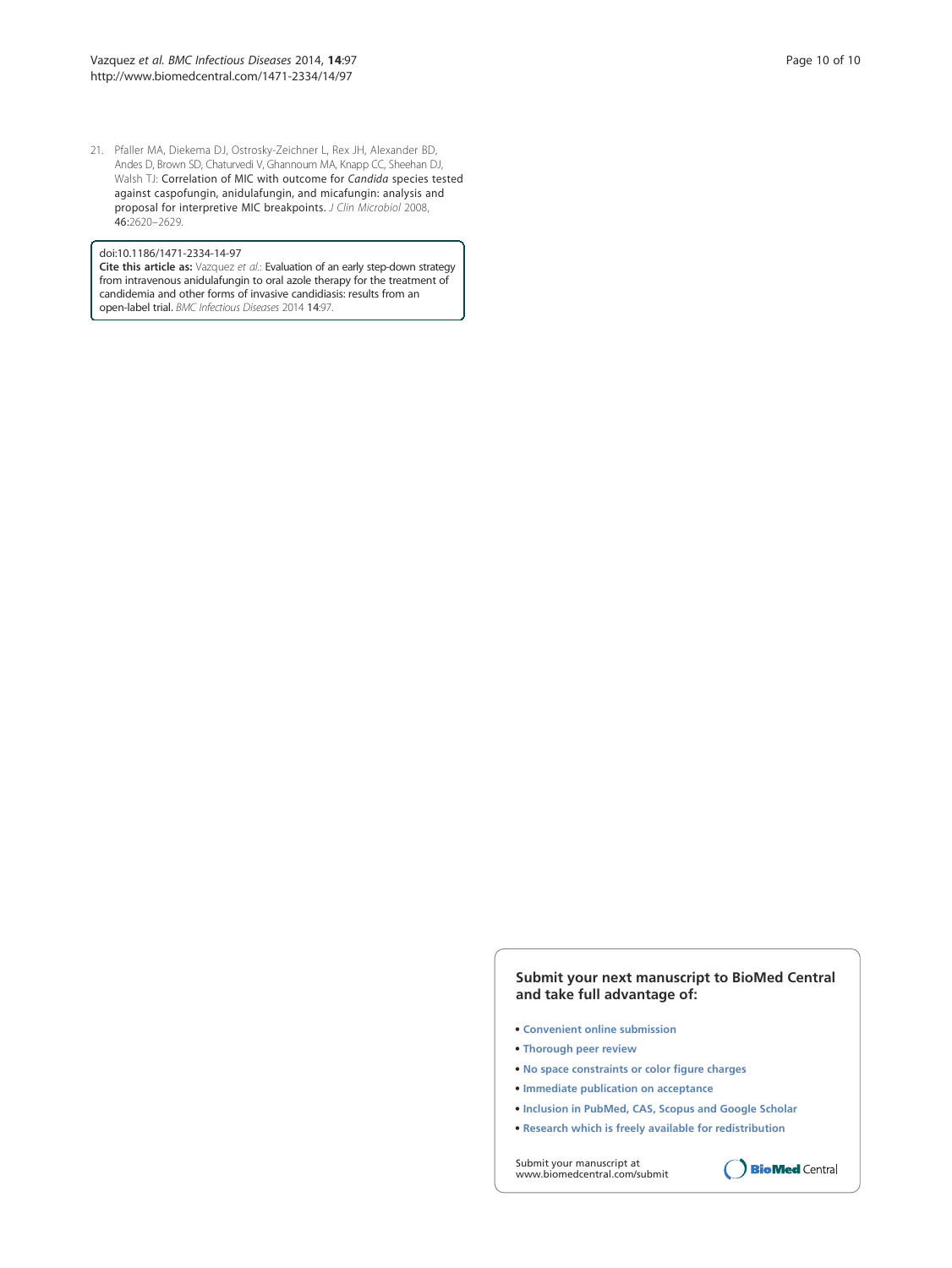21. Pfaller MA, Diekema DJ, Ostrosky-Zeichner L, Rex JH, Alexander BD, Andes D, Brown SD, Chaturvedi V, Ghannoum MA, Knapp CC, Sheehan DJ, Walsh TJ: **Correlation of MIC with outcome for *Candida* species tested against caspofungin, anidulafungin, and micafungin: analysis and proposal for interpretive MIC breakpoints.** *J Clin Microbiol* 2008, **46:**2620–2629.

doi:10.1186/1471-2334-14-97

**Cite this article as:** Vazquez *et al.*: Evaluation of an early step-down strategy from intravenous anidulafungin to oral azole therapy for the treatment of candidemia and other forms of invasive candidiasis: results from an open-label trial. *BMC Infectious Diseases* 2014 **14**:97.

**Submit your next manuscript to BioMed Central and take full advantage of:**

- **Convenient online submission**
- **Thorough peer review**
- **No space constraints or color figure charges**
- **Immediate publication on acceptance**
- **Inclusion in PubMed, CAS, Scopus and Google Scholar**
- **Research which is freely available for redistribution**

Submit your manuscript at
www.biomedcentral.com/submit

BioMed Central